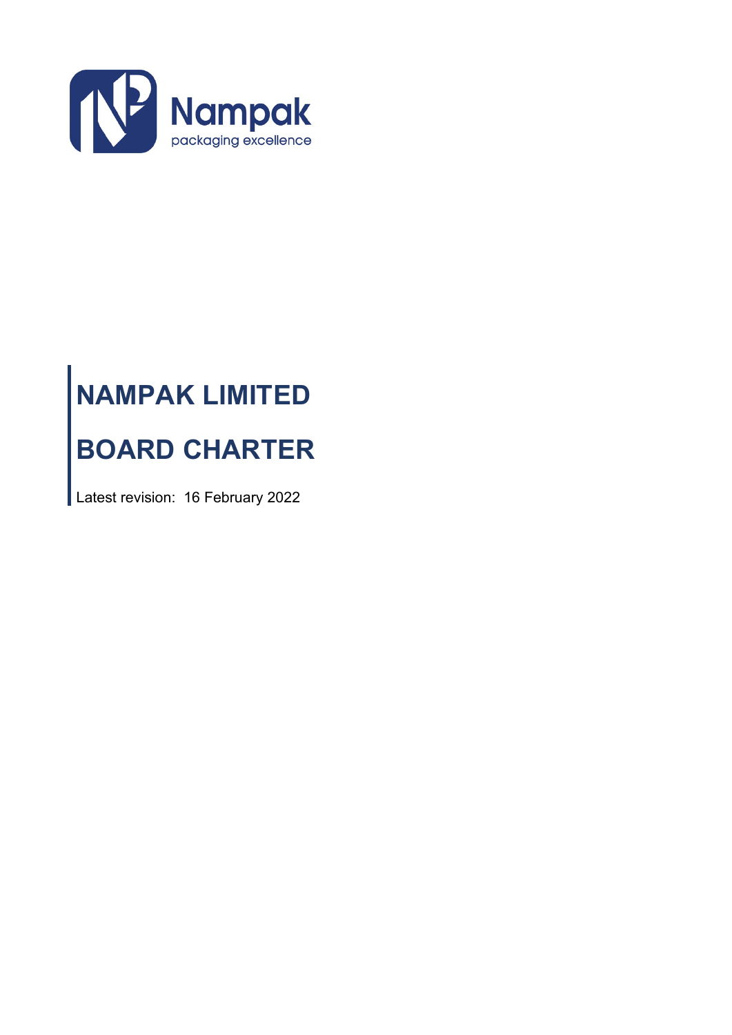Nampak
packaging excellence

# NAMPAK LIMITED

# BOARD CHARTER

Latest revision: 16 February 2022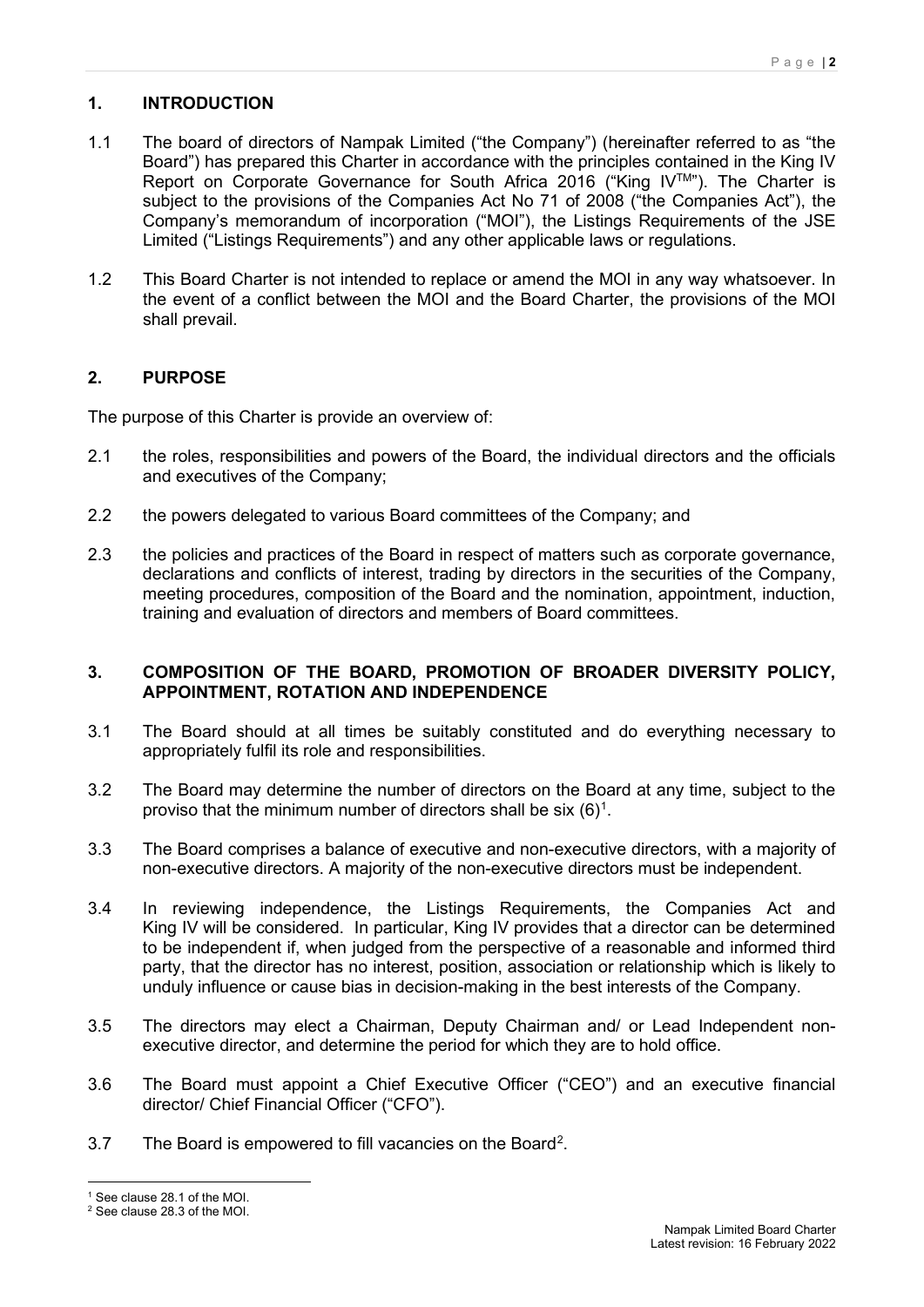## 1. INTRODUCTION

1.1 The board of directors of Nampak Limited ("the Company") (hereinafter referred to as "the Board") has prepared this Charter in accordance with the principles contained in the King IV Report on Corporate Governance for South Africa 2016 ("King IV™"). The Charter is subject to the provisions of the Companies Act No 71 of 2008 ("the Companies Act"), the Company's memorandum of incorporation ("MOI"), the Listings Requirements of the JSE Limited ("Listings Requirements") and any other applicable laws or regulations.

1.2 This Board Charter is not intended to replace or amend the MOI in any way whatsoever. In the event of a conflict between the MOI and the Board Charter, the provisions of the MOI shall prevail.

## 2. PURPOSE

The purpose of this Charter is provide an overview of:

2.1 the roles, responsibilities and powers of the Board, the individual directors and the officials and executives of the Company;

2.2 the powers delegated to various Board committees of the Company; and

2.3 the policies and practices of the Board in respect of matters such as corporate governance, declarations and conflicts of interest, trading by directors in the securities of the Company, meeting procedures, composition of the Board and the nomination, appointment, induction, training and evaluation of directors and members of Board committees.

## 3. COMPOSITION OF THE BOARD, PROMOTION OF BROADER DIVERSITY POLICY, APPOINTMENT, ROTATION AND INDEPENDENCE

3.1 The Board should at all times be suitably constituted and do everything necessary to appropriately fulfil its role and responsibilities.

3.2 The Board may determine the number of directors on the Board at any time, subject to the proviso that the minimum number of directors shall be six (6)[1].

3.3 The Board comprises a balance of executive and non-executive directors, with a majority of non-executive directors. A majority of the non-executive directors must be independent.

3.4 In reviewing independence, the Listings Requirements, the Companies Act and King IV will be considered. In particular, King IV provides that a director can be determined to be independent if, when judged from the perspective of a reasonable and informed third party, that the director has no interest, position, association or relationship which is likely to unduly influence or cause bias in decision-making in the best interests of the Company.

3.5 The directors may elect a Chairman, Deputy Chairman and/ or Lead Independent non-executive director, and determine the period for which they are to hold office.

3.6 The Board must appoint a Chief Executive Officer ("CEO") and an executive financial director/ Chief Financial Officer ("CFO").

3.7 The Board is empowered to fill vacancies on the Board[2].

---

[1] See clause 28.1 of the MOI.

[2] See clause 28.3 of the MOI.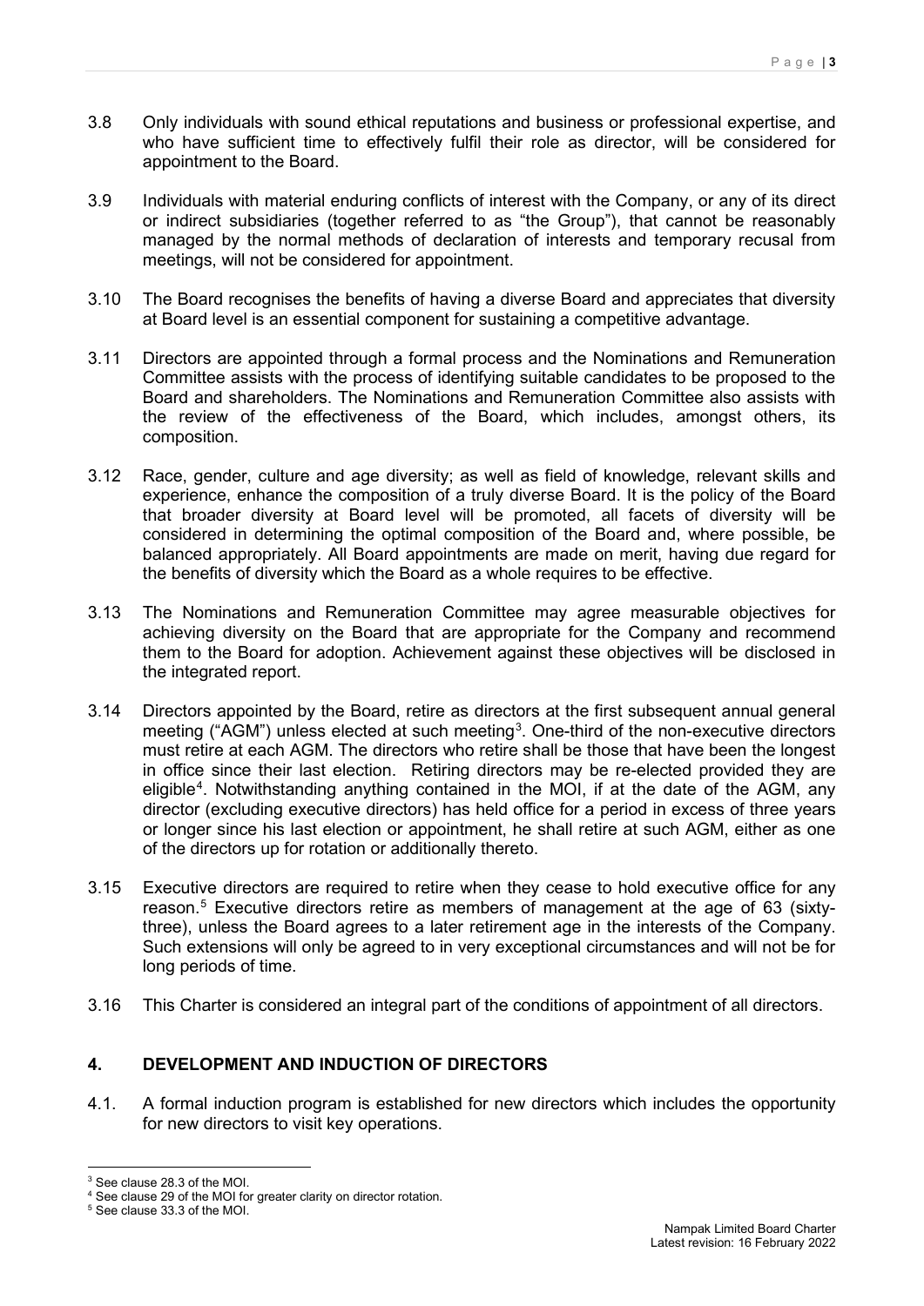3.8 Only individuals with sound ethical reputations and business or professional expertise, and who have sufficient time to effectively fulfil their role as director, will be considered for appointment to the Board.

3.9 Individuals with material enduring conflicts of interest with the Company, or any of its direct or indirect subsidiaries (together referred to as "the Group"), that cannot be reasonably managed by the normal methods of declaration of interests and temporary recusal from meetings, will not be considered for appointment.

3.10 The Board recognises the benefits of having a diverse Board and appreciates that diversity at Board level is an essential component for sustaining a competitive advantage.

3.11 Directors are appointed through a formal process and the Nominations and Remuneration Committee assists with the process of identifying suitable candidates to be proposed to the Board and shareholders. The Nominations and Remuneration Committee also assists with the review of the effectiveness of the Board, which includes, amongst others, its composition.

3.12 Race, gender, culture and age diversity; as well as field of knowledge, relevant skills and experience, enhance the composition of a truly diverse Board. It is the policy of the Board that broader diversity at Board level will be promoted, all facets of diversity will be considered in determining the optimal composition of the Board and, where possible, be balanced appropriately. All Board appointments are made on merit, having due regard for the benefits of diversity which the Board as a whole requires to be effective.

3.13 The Nominations and Remuneration Committee may agree measurable objectives for achieving diversity on the Board that are appropriate for the Company and recommend them to the Board for adoption. Achievement against these objectives will be disclosed in the integrated report.

3.14 Directors appointed by the Board, retire as directors at the first subsequent annual general meeting ("AGM") unless elected at such meeting[3]. One-third of the non-executive directors must retire at each AGM. The directors who retire shall be those that have been the longest in office since their last election. Retiring directors may be re-elected provided they are eligible[4]. Notwithstanding anything contained in the MOI, if at the date of the AGM, any director (excluding executive directors) has held office for a period in excess of three years or longer since his last election or appointment, he shall retire at such AGM, either as one of the directors up for rotation or additionally thereto.

3.15 Executive directors are required to retire when they cease to hold executive office for any reason.[5] Executive directors retire as members of management at the age of 63 (sixty-three), unless the Board agrees to a later retirement age in the interests of the Company. Such extensions will only be agreed to in very exceptional circumstances and will not be for long periods of time.

3.16 This Charter is considered an integral part of the conditions of appointment of all directors.

## 4. DEVELOPMENT AND INDUCTION OF DIRECTORS

4.1. A formal induction program is established for new directors which includes the opportunity for new directors to visit key operations.

---

[3] See clause 28.3 of the MOI.

[4] See clause 29 of the MOI for greater clarity on director rotation.

[5] See clause 33.3 of the MOI.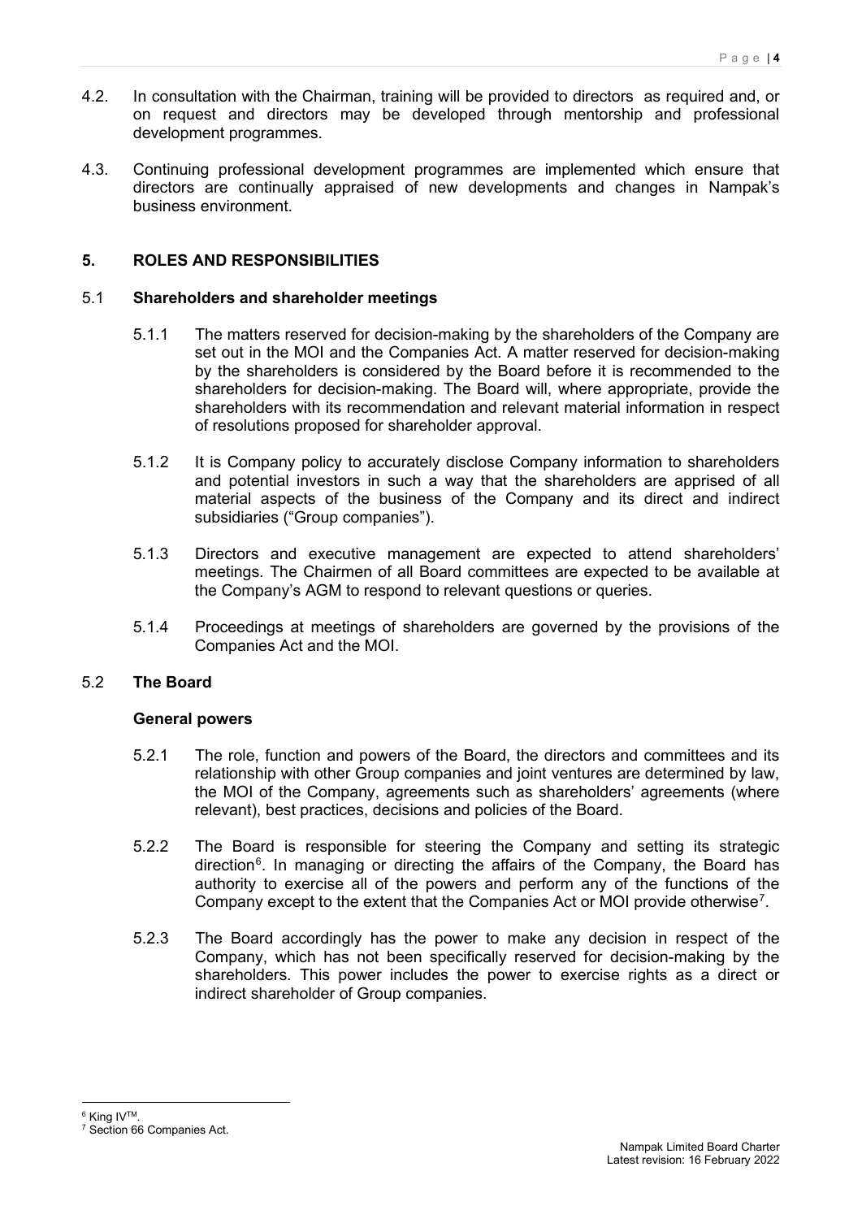4.2. In consultation with the Chairman, training will be provided to directors as required and, or on request and directors may be developed through mentorship and professional development programmes.

4.3. Continuing professional development programmes are implemented which ensure that directors are continually appraised of new developments and changes in Nampak's business environment.

## 5. ROLES AND RESPONSIBILITIES

### 5.1 Shareholders and shareholder meetings

5.1.1 The matters reserved for decision-making by the shareholders of the Company are set out in the MOI and the Companies Act. A matter reserved for decision-making by the shareholders is considered by the Board before it is recommended to the shareholders for decision-making. The Board will, where appropriate, provide the shareholders with its recommendation and relevant material information in respect of resolutions proposed for shareholder approval.

5.1.2 It is Company policy to accurately disclose Company information to shareholders and potential investors in such a way that the shareholders are apprised of all material aspects of the business of the Company and its direct and indirect subsidiaries ("Group companies").

5.1.3 Directors and executive management are expected to attend shareholders' meetings. The Chairmen of all Board committees are expected to be available at the Company's AGM to respond to relevant questions or queries.

5.1.4 Proceedings at meetings of shareholders are governed by the provisions of the Companies Act and the MOI.

### 5.2 The Board

**General powers**

5.2.1 The role, function and powers of the Board, the directors and committees and its relationship with other Group companies and joint ventures are determined by law, the MOI of the Company, agreements such as shareholders' agreements (where relevant), best practices, decisions and policies of the Board.

5.2.2 The Board is responsible for steering the Company and setting its strategic direction[6]. In managing or directing the affairs of the Company, the Board has authority to exercise all of the powers and perform any of the functions of the Company except to the extent that the Companies Act or MOI provide otherwise[7].

5.2.3 The Board accordingly has the power to make any decision in respect of the Company, which has not been specifically reserved for decision-making by the shareholders. This power includes the power to exercise rights as a direct or indirect shareholder of Group companies.

---

[6] King IV™.

[7] Section 66 Companies Act.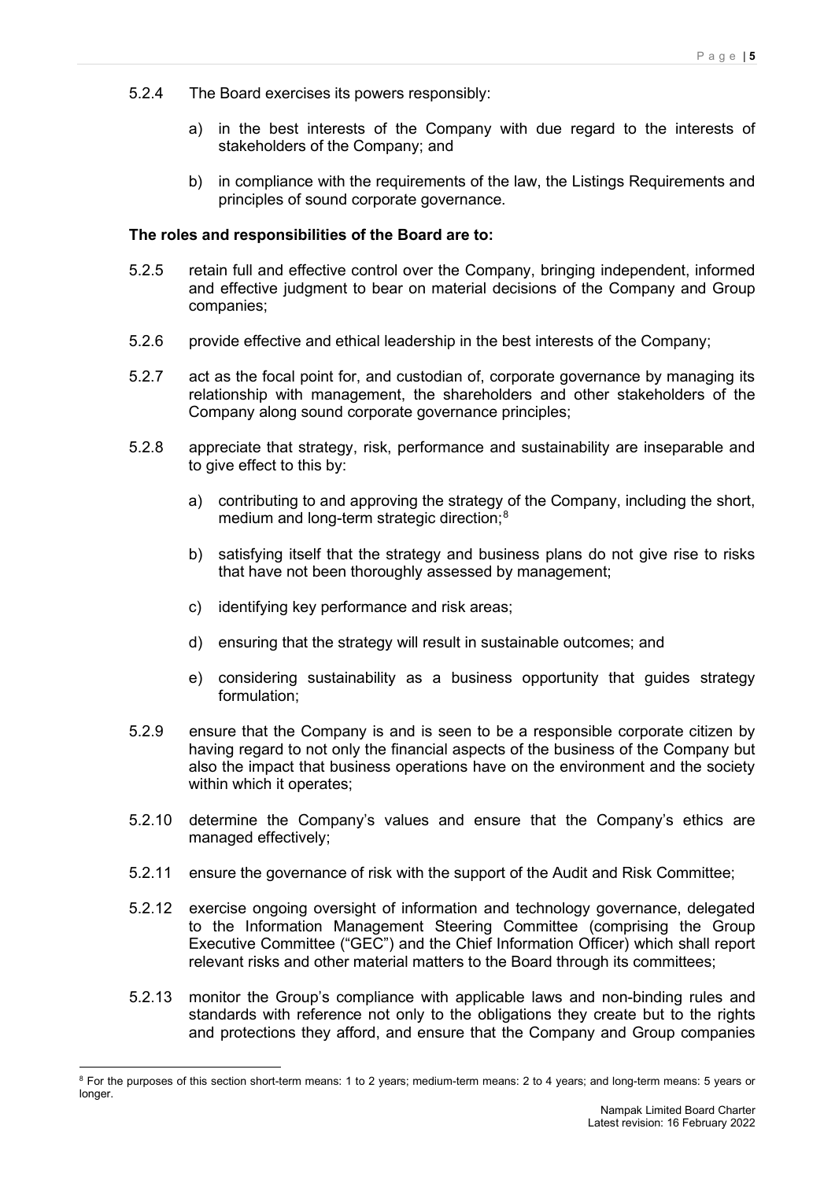5.2.4 The Board exercises its powers responsibly:

a) in the best interests of the Company with due regard to the interests of stakeholders of the Company; and

b) in compliance with the requirements of the law, the Listings Requirements and principles of sound corporate governance.

**The roles and responsibilities of the Board are to:**

5.2.5 retain full and effective control over the Company, bringing independent, informed and effective judgment to bear on material decisions of the Company and Group companies;

5.2.6 provide effective and ethical leadership in the best interests of the Company;

5.2.7 act as the focal point for, and custodian of, corporate governance by managing its relationship with management, the shareholders and other stakeholders of the Company along sound corporate governance principles;

5.2.8 appreciate that strategy, risk, performance and sustainability are inseparable and to give effect to this by:

a) contributing to and approving the strategy of the Company, including the short, medium and long-term strategic direction;[8]

b) satisfying itself that the strategy and business plans do not give rise to risks that have not been thoroughly assessed by management;

c) identifying key performance and risk areas;

d) ensuring that the strategy will result in sustainable outcomes; and

e) considering sustainability as a business opportunity that guides strategy formulation;

5.2.9 ensure that the Company is and is seen to be a responsible corporate citizen by having regard to not only the financial aspects of the business of the Company but also the impact that business operations have on the environment and the society within which it operates;

5.2.10 determine the Company's values and ensure that the Company's ethics are managed effectively;

5.2.11 ensure the governance of risk with the support of the Audit and Risk Committee;

5.2.12 exercise ongoing oversight of information and technology governance, delegated to the Information Management Steering Committee (comprising the Group Executive Committee ("GEC") and the Chief Information Officer) which shall report relevant risks and other material matters to the Board through its committees;

5.2.13 monitor the Group's compliance with applicable laws and non-binding rules and standards with reference not only to the obligations they create but to the rights and protections they afford, and ensure that the Company and Group companies

[8] For the purposes of this section short-term means: 1 to 2 years; medium-term means: 2 to 4 years; and long-term means: 5 years or longer.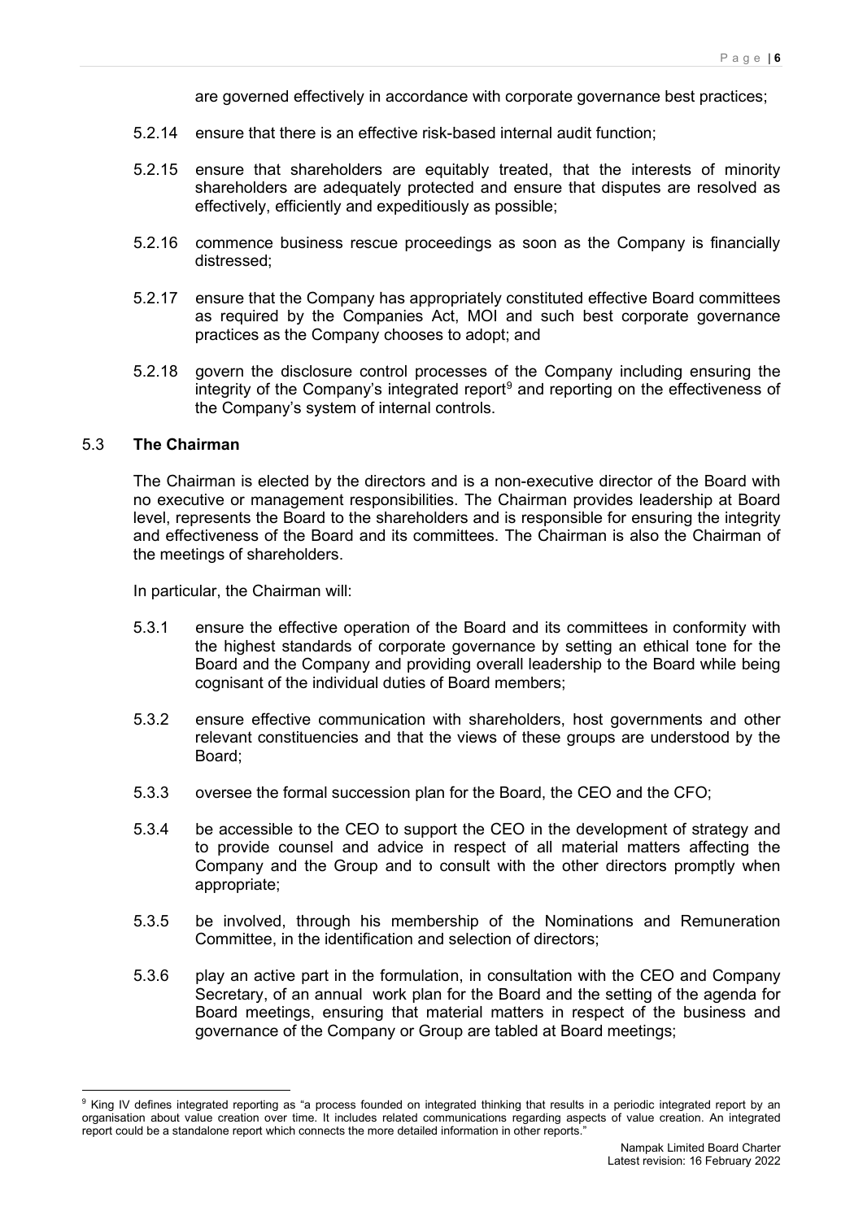are governed effectively in accordance with corporate governance best practices;

5.2.14 ensure that there is an effective risk-based internal audit function;

5.2.15 ensure that shareholders are equitably treated, that the interests of minority shareholders are adequately protected and ensure that disputes are resolved as effectively, efficiently and expeditiously as possible;

5.2.16 commence business rescue proceedings as soon as the Company is financially distressed;

5.2.17 ensure that the Company has appropriately constituted effective Board committees as required by the Companies Act, MOI and such best corporate governance practices as the Company chooses to adopt; and

5.2.18 govern the disclosure control processes of the Company including ensuring the integrity of the Company's integrated report[9] and reporting on the effectiveness of the Company's system of internal controls.

### 5.3 The Chairman

The Chairman is elected by the directors and is a non-executive director of the Board with no executive or management responsibilities. The Chairman provides leadership at Board level, represents the Board to the shareholders and is responsible for ensuring the integrity and effectiveness of the Board and its committees. The Chairman is also the Chairman of the meetings of shareholders.

In particular, the Chairman will:

5.3.1 ensure the effective operation of the Board and its committees in conformity with the highest standards of corporate governance by setting an ethical tone for the Board and the Company and providing overall leadership to the Board while being cognisant of the individual duties of Board members;

5.3.2 ensure effective communication with shareholders, host governments and other relevant constituencies and that the views of these groups are understood by the Board;

5.3.3 oversee the formal succession plan for the Board, the CEO and the CFO;

5.3.4 be accessible to the CEO to support the CEO in the development of strategy and to provide counsel and advice in respect of all material matters affecting the Company and the Group and to consult with the other directors promptly when appropriate;

5.3.5 be involved, through his membership of the Nominations and Remuneration Committee, in the identification and selection of directors;

5.3.6 play an active part in the formulation, in consultation with the CEO and Company Secretary, of an annual work plan for the Board and the setting of the agenda for Board meetings, ensuring that material matters in respect of the business and governance of the Company or Group are tabled at Board meetings;

---

[9] King IV defines integrated reporting as "a process founded on integrated thinking that results in a periodic integrated report by an organisation about value creation over time. It includes related communications regarding aspects of value creation. An integrated report could be a standalone report which connects the more detailed information in other reports."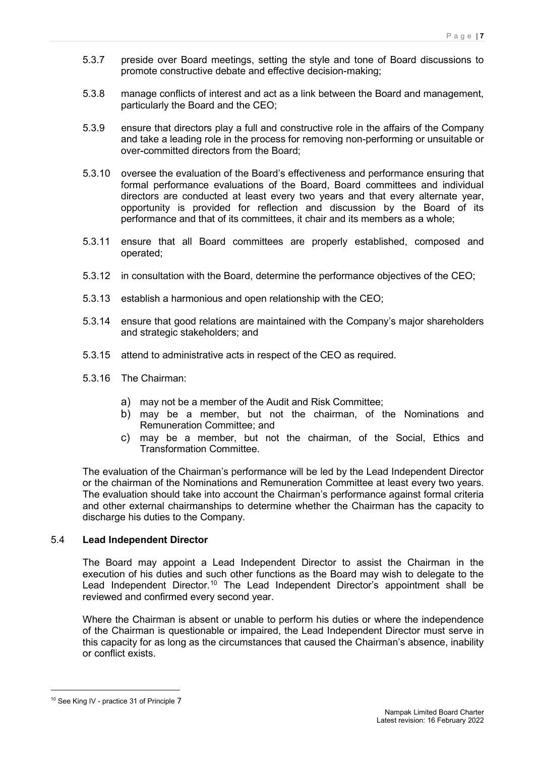5.3.7 preside over Board meetings, setting the style and tone of Board discussions to promote constructive debate and effective decision-making;

5.3.8 manage conflicts of interest and act as a link between the Board and management, particularly the Board and the CEO;

5.3.9 ensure that directors play a full and constructive role in the affairs of the Company and take a leading role in the process for removing non-performing or unsuitable or over-committed directors from the Board;

5.3.10 oversee the evaluation of the Board's effectiveness and performance ensuring that formal performance evaluations of the Board, Board committees and individual directors are conducted at least every two years and that every alternate year, opportunity is provided for reflection and discussion by the Board of its performance and that of its committees, it chair and its members as a whole;

5.3.11 ensure that all Board committees are properly established, composed and operated;

5.3.12 in consultation with the Board, determine the performance objectives of the CEO;

5.3.13 establish a harmonious and open relationship with the CEO;

5.3.14 ensure that good relations are maintained with the Company's major shareholders and strategic stakeholders; and

5.3.15 attend to administrative acts in respect of the CEO as required.

5.3.16 The Chairman:

a) may not be a member of the Audit and Risk Committee;
b) may be a member, but not the chairman, of the Nominations and Remuneration Committee; and
c) may be a member, but not the chairman, of the Social, Ethics and Transformation Committee.

The evaluation of the Chairman's performance will be led by the Lead Independent Director or the chairman of the Nominations and Remuneration Committee at least every two years. The evaluation should take into account the Chairman's performance against formal criteria and other external chairmanships to determine whether the Chairman has the capacity to discharge his duties to the Company.

### 5.4 Lead Independent Director

The Board may appoint a Lead Independent Director to assist the Chairman in the execution of his duties and such other functions as the Board may wish to delegate to the Lead Independent Director.[10] The Lead Independent Director's appointment shall be reviewed and confirmed every second year.

Where the Chairman is absent or unable to perform his duties or where the independence of the Chairman is questionable or impaired, the Lead Independent Director must serve in this capacity for as long as the circumstances that caused the Chairman's absence, inability or conflict exists.

[10] See King IV - practice 31 of Principle 7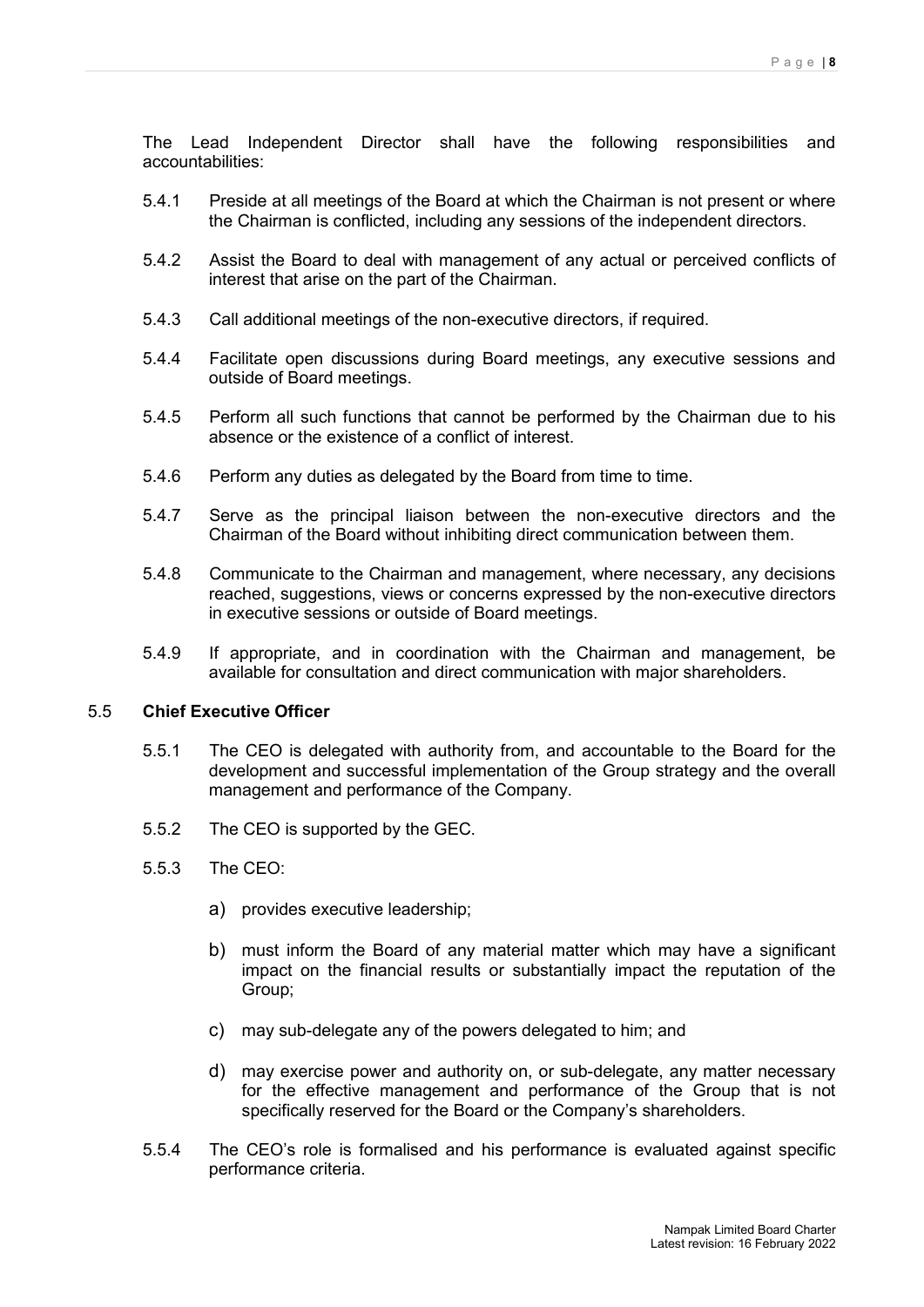The Lead Independent Director shall have the following responsibilities and accountabilities:

5.4.1 Preside at all meetings of the Board at which the Chairman is not present or where the Chairman is conflicted, including any sessions of the independent directors.

5.4.2 Assist the Board to deal with management of any actual or perceived conflicts of interest that arise on the part of the Chairman.

5.4.3 Call additional meetings of the non-executive directors, if required.

5.4.4 Facilitate open discussions during Board meetings, any executive sessions and outside of Board meetings.

5.4.5 Perform all such functions that cannot be performed by the Chairman due to his absence or the existence of a conflict of interest.

5.4.6 Perform any duties as delegated by the Board from time to time.

5.4.7 Serve as the principal liaison between the non-executive directors and the Chairman of the Board without inhibiting direct communication between them.

5.4.8 Communicate to the Chairman and management, where necessary, any decisions reached, suggestions, views or concerns expressed by the non-executive directors in executive sessions or outside of Board meetings.

5.4.9 If appropriate, and in coordination with the Chairman and management, be available for consultation and direct communication with major shareholders.

### 5.5 Chief Executive Officer

5.5.1 The CEO is delegated with authority from, and accountable to the Board for the development and successful implementation of the Group strategy and the overall management and performance of the Company.

5.5.2 The CEO is supported by the GEC.

5.5.3 The CEO:

a) provides executive leadership;

b) must inform the Board of any material matter which may have a significant impact on the financial results or substantially impact the reputation of the Group;

c) may sub-delegate any of the powers delegated to him; and

d) may exercise power and authority on, or sub-delegate, any matter necessary for the effective management and performance of the Group that is not specifically reserved for the Board or the Company's shareholders.

5.5.4 The CEO's role is formalised and his performance is evaluated against specific performance criteria.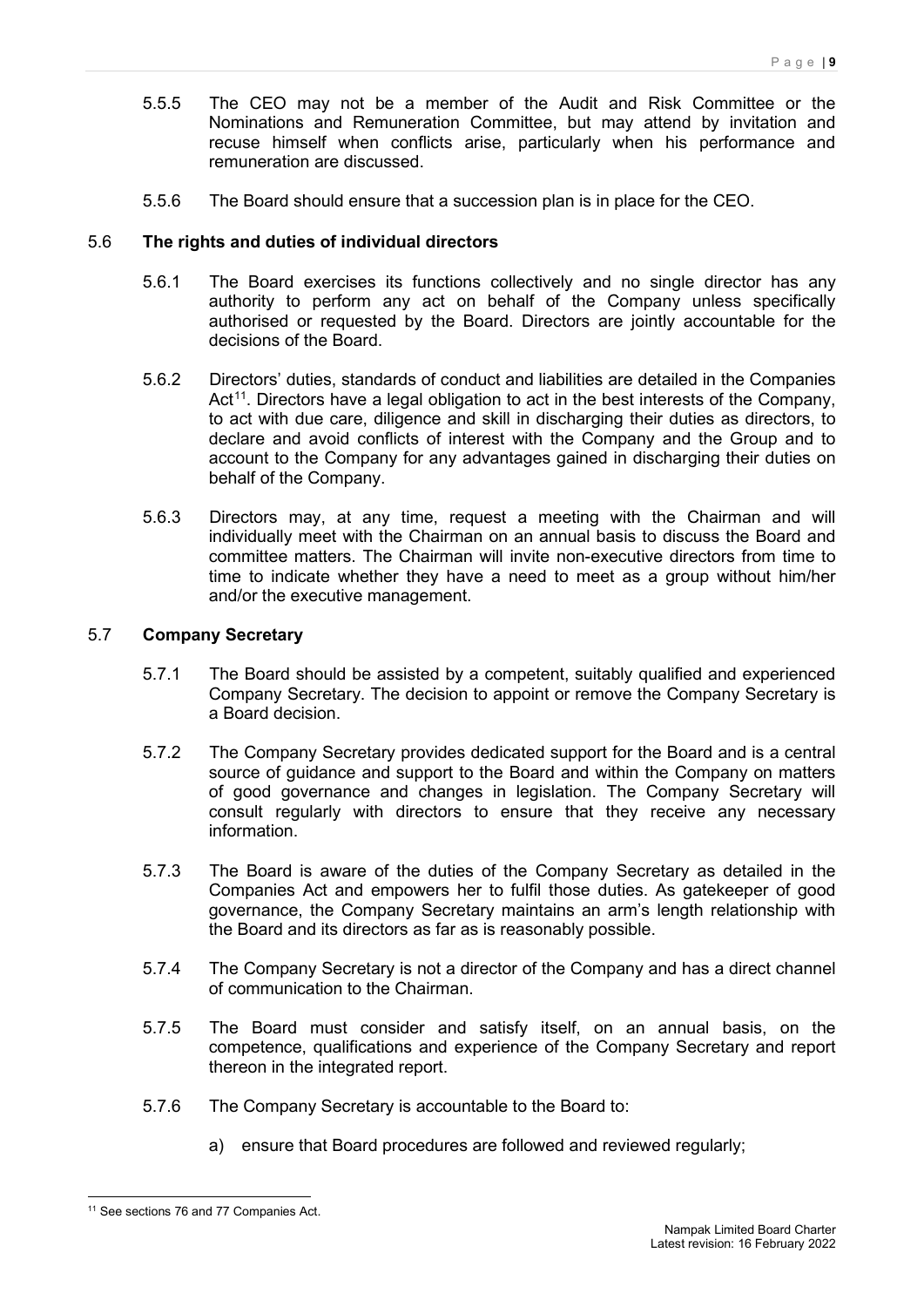5.5.5 The CEO may not be a member of the Audit and Risk Committee or the Nominations and Remuneration Committee, but may attend by invitation and recuse himself when conflicts arise, particularly when his performance and remuneration are discussed.

5.5.6 The Board should ensure that a succession plan is in place for the CEO.

## 5.6 The rights and duties of individual directors

5.6.1 The Board exercises its functions collectively and no single director has any authority to perform any act on behalf of the Company unless specifically authorised or requested by the Board. Directors are jointly accountable for the decisions of the Board.

5.6.2 Directors' duties, standards of conduct and liabilities are detailed in the Companies Act[11]. Directors have a legal obligation to act in the best interests of the Company, to act with due care, diligence and skill in discharging their duties as directors, to declare and avoid conflicts of interest with the Company and the Group and to account to the Company for any advantages gained in discharging their duties on behalf of the Company.

5.6.3 Directors may, at any time, request a meeting with the Chairman and will individually meet with the Chairman on an annual basis to discuss the Board and committee matters. The Chairman will invite non-executive directors from time to time to indicate whether they have a need to meet as a group without him/her and/or the executive management.

## 5.7 Company Secretary

5.7.1 The Board should be assisted by a competent, suitably qualified and experienced Company Secretary. The decision to appoint or remove the Company Secretary is a Board decision.

5.7.2 The Company Secretary provides dedicated support for the Board and is a central source of guidance and support to the Board and within the Company on matters of good governance and changes in legislation. The Company Secretary will consult regularly with directors to ensure that they receive any necessary information.

5.7.3 The Board is aware of the duties of the Company Secretary as detailed in the Companies Act and empowers her to fulfil those duties. As gatekeeper of good governance, the Company Secretary maintains an arm's length relationship with the Board and its directors as far as is reasonably possible.

5.7.4 The Company Secretary is not a director of the Company and has a direct channel of communication to the Chairman.

5.7.5 The Board must consider and satisfy itself, on an annual basis, on the competence, qualifications and experience of the Company Secretary and report thereon in the integrated report.

5.7.6 The Company Secretary is accountable to the Board to:

a) ensure that Board procedures are followed and reviewed regularly;

---

[11] See sections 76 and 77 Companies Act.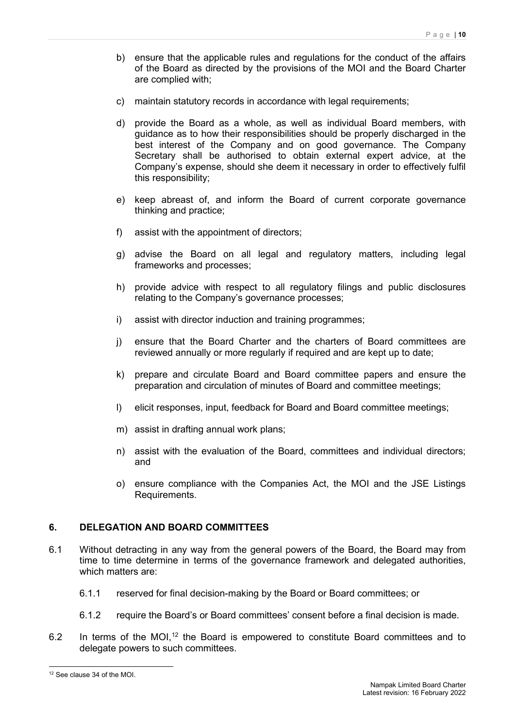b) ensure that the applicable rules and regulations for the conduct of the affairs of the Board as directed by the provisions of the MOI and the Board Charter are complied with;

c) maintain statutory records in accordance with legal requirements;

d) provide the Board as a whole, as well as individual Board members, with guidance as to how their responsibilities should be properly discharged in the best interest of the Company and on good governance. The Company Secretary shall be authorised to obtain external expert advice, at the Company's expense, should she deem it necessary in order to effectively fulfil this responsibility;

e) keep abreast of, and inform the Board of current corporate governance thinking and practice;

f) assist with the appointment of directors;

g) advise the Board on all legal and regulatory matters, including legal frameworks and processes;

h) provide advice with respect to all regulatory filings and public disclosures relating to the Company's governance processes;

i) assist with director induction and training programmes;

j) ensure that the Board Charter and the charters of Board committees are reviewed annually or more regularly if required and are kept up to date;

k) prepare and circulate Board and Board committee papers and ensure the preparation and circulation of minutes of Board and committee meetings;

l) elicit responses, input, feedback for Board and Board committee meetings;

m) assist in drafting annual work plans;

n) assist with the evaluation of the Board, committees and individual directors; and

o) ensure compliance with the Companies Act, the MOI and the JSE Listings Requirements.

## 6. DELEGATION AND BOARD COMMITTEES

6.1 Without detracting in any way from the general powers of the Board, the Board may from time to time determine in terms of the governance framework and delegated authorities, which matters are:

6.1.1 reserved for final decision-making by the Board or Board committees; or

6.1.2 require the Board's or Board committees' consent before a final decision is made.

6.2 In terms of the MOI,[12] the Board is empowered to constitute Board committees and to delegate powers to such committees.

[12] See clause 34 of the MOI.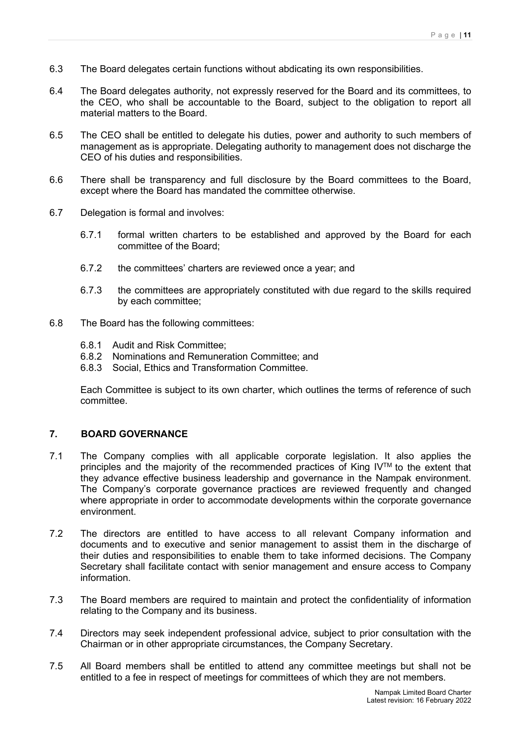6.3 The Board delegates certain functions without abdicating its own responsibilities.

6.4 The Board delegates authority, not expressly reserved for the Board and its committees, to the CEO, who shall be accountable to the Board, subject to the obligation to report all material matters to the Board.

6.5 The CEO shall be entitled to delegate his duties, power and authority to such members of management as is appropriate. Delegating authority to management does not discharge the CEO of his duties and responsibilities.

6.6 There shall be transparency and full disclosure by the Board committees to the Board, except where the Board has mandated the committee otherwise.

6.7 Delegation is formal and involves:

   6.7.1 formal written charters to be established and approved by the Board for each committee of the Board;

   6.7.2 the committees' charters are reviewed once a year; and

   6.7.3 the committees are appropriately constituted with due regard to the skills required by each committee;

6.8 The Board has the following committees:

   6.8.1 Audit and Risk Committee;
   6.8.2 Nominations and Remuneration Committee; and
   6.8.3 Social, Ethics and Transformation Committee.

   Each Committee is subject to its own charter, which outlines the terms of reference of such committee.

## 7. BOARD GOVERNANCE

7.1 The Company complies with all applicable corporate legislation. It also applies the principles and the majority of the recommended practices of King IV™ to the extent that they advance effective business leadership and governance in the Nampak environment. The Company's corporate governance practices are reviewed frequently and changed where appropriate in order to accommodate developments within the corporate governance environment.

7.2 The directors are entitled to have access to all relevant Company information and documents and to executive and senior management to assist them in the discharge of their duties and responsibilities to enable them to take informed decisions. The Company Secretary shall facilitate contact with senior management and ensure access to Company information.

7.3 The Board members are required to maintain and protect the confidentiality of information relating to the Company and its business.

7.4 Directors may seek independent professional advice, subject to prior consultation with the Chairman or in other appropriate circumstances, the Company Secretary.

7.5 All Board members shall be entitled to attend any committee meetings but shall not be entitled to a fee in respect of meetings for committees of which they are not members.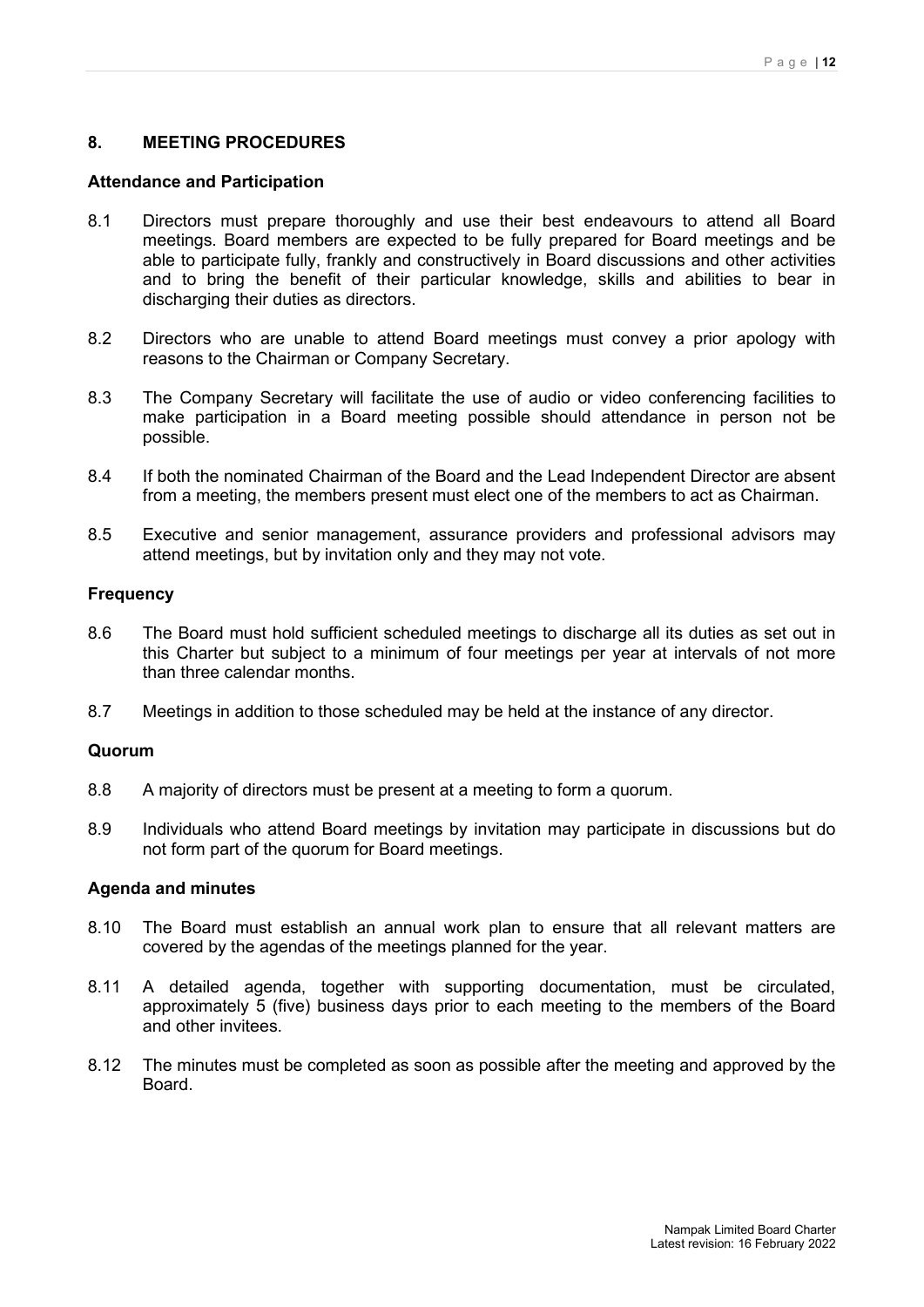## 8. MEETING PROCEDURES

### Attendance and Participation

8.1 Directors must prepare thoroughly and use their best endeavours to attend all Board meetings. Board members are expected to be fully prepared for Board meetings and be able to participate fully, frankly and constructively in Board discussions and other activities and to bring the benefit of their particular knowledge, skills and abilities to bear in discharging their duties as directors.

8.2 Directors who are unable to attend Board meetings must convey a prior apology with reasons to the Chairman or Company Secretary.

8.3 The Company Secretary will facilitate the use of audio or video conferencing facilities to make participation in a Board meeting possible should attendance in person not be possible.

8.4 If both the nominated Chairman of the Board and the Lead Independent Director are absent from a meeting, the members present must elect one of the members to act as Chairman.

8.5 Executive and senior management, assurance providers and professional advisors may attend meetings, but by invitation only and they may not vote.

### Frequency

8.6 The Board must hold sufficient scheduled meetings to discharge all its duties as set out in this Charter but subject to a minimum of four meetings per year at intervals of not more than three calendar months.

8.7 Meetings in addition to those scheduled may be held at the instance of any director.

### Quorum

8.8 A majority of directors must be present at a meeting to form a quorum.

8.9 Individuals who attend Board meetings by invitation may participate in discussions but do not form part of the quorum for Board meetings.

### Agenda and minutes

8.10 The Board must establish an annual work plan to ensure that all relevant matters are covered by the agendas of the meetings planned for the year.

8.11 A detailed agenda, together with supporting documentation, must be circulated, approximately 5 (five) business days prior to each meeting to the members of the Board and other invitees.

8.12 The minutes must be completed as soon as possible after the meeting and approved by the Board.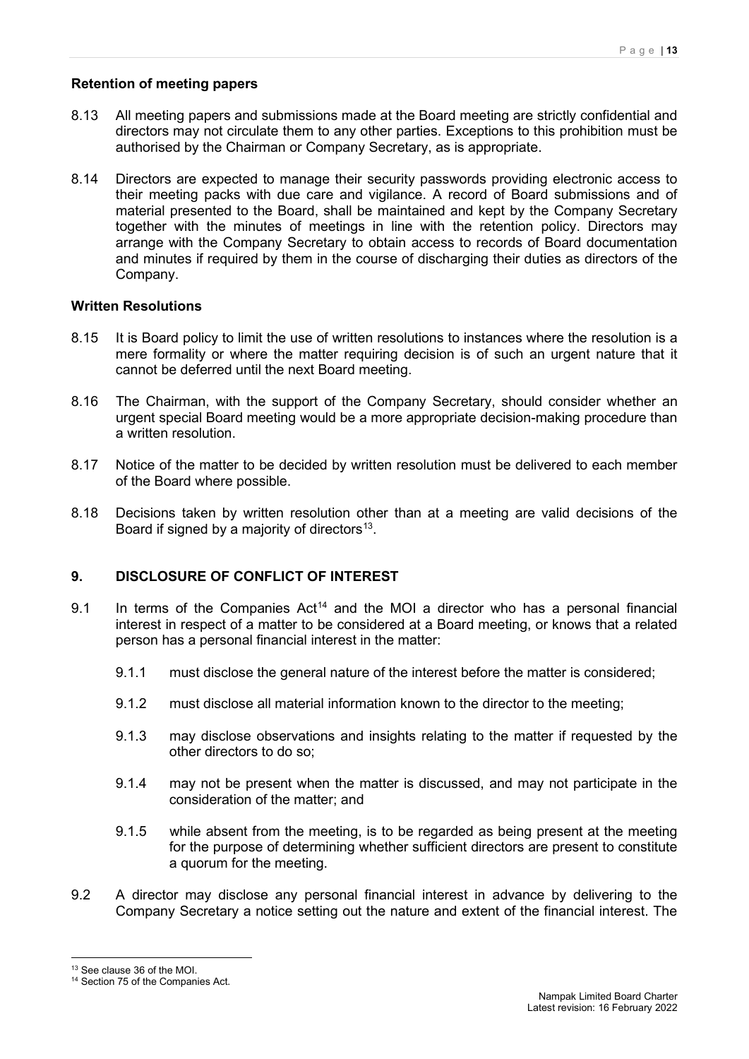**Retention of meeting papers**

8.13 All meeting papers and submissions made at the Board meeting are strictly confidential and directors may not circulate them to any other parties. Exceptions to this prohibition must be authorised by the Chairman or Company Secretary, as is appropriate.

8.14 Directors are expected to manage their security passwords providing electronic access to their meeting packs with due care and vigilance. A record of Board submissions and of material presented to the Board, shall be maintained and kept by the Company Secretary together with the minutes of meetings in line with the retention policy. Directors may arrange with the Company Secretary to obtain access to records of Board documentation and minutes if required by them in the course of discharging their duties as directors of the Company.

**Written Resolutions**

8.15 It is Board policy to limit the use of written resolutions to instances where the resolution is a mere formality or where the matter requiring decision is of such an urgent nature that it cannot be deferred until the next Board meeting.

8.16 The Chairman, with the support of the Company Secretary, should consider whether an urgent special Board meeting would be a more appropriate decision-making procedure than a written resolution.

8.17 Notice of the matter to be decided by written resolution must be delivered to each member of the Board where possible.

8.18 Decisions taken by written resolution other than at a meeting are valid decisions of the Board if signed by a majority of directors[13].

## 9. DISCLOSURE OF CONFLICT OF INTEREST

9.1 In terms of the Companies Act[14] and the MOI a director who has a personal financial interest in respect of a matter to be considered at a Board meeting, or knows that a related person has a personal financial interest in the matter:

9.1.1 must disclose the general nature of the interest before the matter is considered;

9.1.2 must disclose all material information known to the director to the meeting;

9.1.3 may disclose observations and insights relating to the matter if requested by the other directors to do so;

9.1.4 may not be present when the matter is discussed, and may not participate in the consideration of the matter; and

9.1.5 while absent from the meeting, is to be regarded as being present at the meeting for the purpose of determining whether sufficient directors are present to constitute a quorum for the meeting.

9.2 A director may disclose any personal financial interest in advance by delivering to the Company Secretary a notice setting out the nature and extent of the financial interest. The

---

[13] See clause 36 of the MOI.

[14] Section 75 of the Companies Act.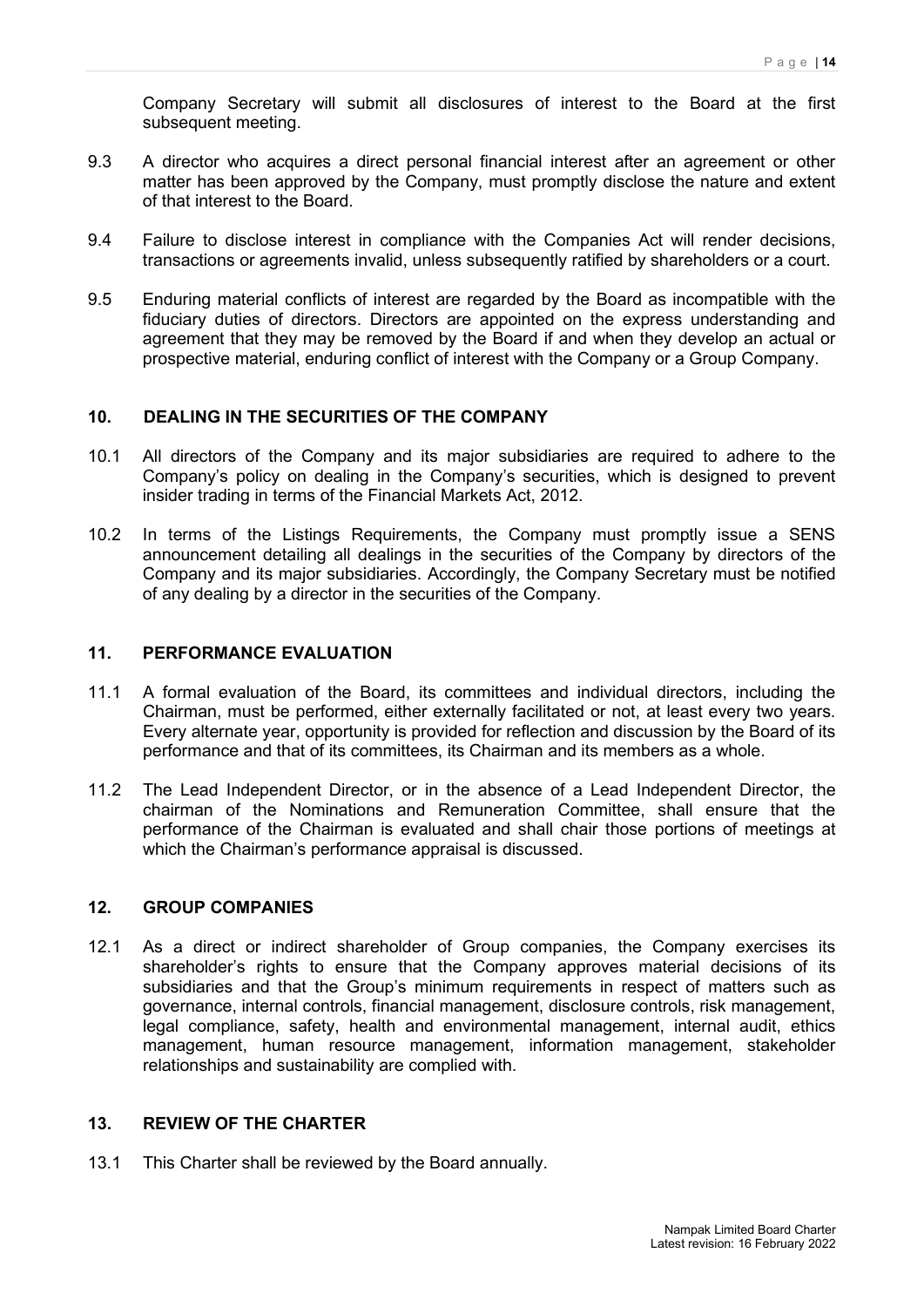Company Secretary will submit all disclosures of interest to the Board at the first subsequent meeting.

9.3 A director who acquires a direct personal financial interest after an agreement or other matter has been approved by the Company, must promptly disclose the nature and extent of that interest to the Board.

9.4 Failure to disclose interest in compliance with the Companies Act will render decisions, transactions or agreements invalid, unless subsequently ratified by shareholders or a court.

9.5 Enduring material conflicts of interest are regarded by the Board as incompatible with the fiduciary duties of directors. Directors are appointed on the express understanding and agreement that they may be removed by the Board if and when they develop an actual or prospective material, enduring conflict of interest with the Company or a Group Company.

## 10. DEALING IN THE SECURITIES OF THE COMPANY

10.1 All directors of the Company and its major subsidiaries are required to adhere to the Company's policy on dealing in the Company's securities, which is designed to prevent insider trading in terms of the Financial Markets Act, 2012.

10.2 In terms of the Listings Requirements, the Company must promptly issue a SENS announcement detailing all dealings in the securities of the Company by directors of the Company and its major subsidiaries. Accordingly, the Company Secretary must be notified of any dealing by a director in the securities of the Company.

## 11. PERFORMANCE EVALUATION

11.1 A formal evaluation of the Board, its committees and individual directors, including the Chairman, must be performed, either externally facilitated or not, at least every two years. Every alternate year, opportunity is provided for reflection and discussion by the Board of its performance and that of its committees, its Chairman and its members as a whole.

11.2 The Lead Independent Director, or in the absence of a Lead Independent Director, the chairman of the Nominations and Remuneration Committee, shall ensure that the performance of the Chairman is evaluated and shall chair those portions of meetings at which the Chairman's performance appraisal is discussed.

## 12. GROUP COMPANIES

12.1 As a direct or indirect shareholder of Group companies, the Company exercises its shareholder's rights to ensure that the Company approves material decisions of its subsidiaries and that the Group's minimum requirements in respect of matters such as governance, internal controls, financial management, disclosure controls, risk management, legal compliance, safety, health and environmental management, internal audit, ethics management, human resource management, information management, stakeholder relationships and sustainability are complied with.

## 13. REVIEW OF THE CHARTER

13.1 This Charter shall be reviewed by the Board annually.